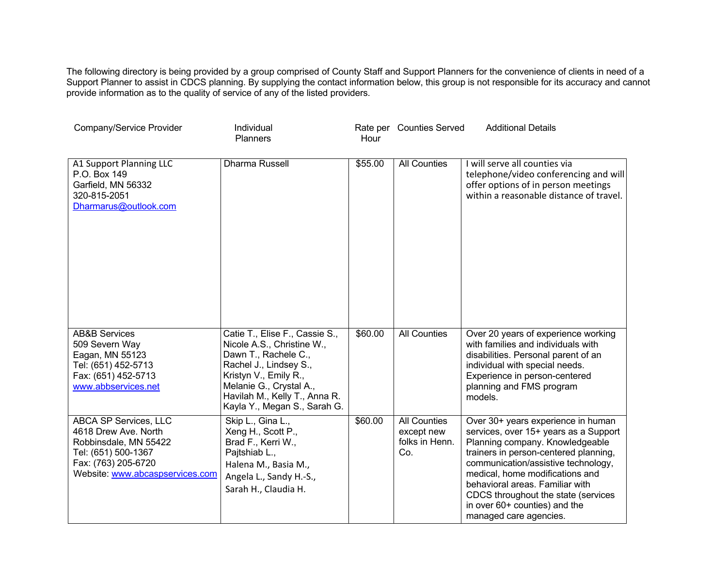The following directory is being provided by a group comprised of County Staff and Support Planners for the convenience of clients in need of a Support Planner to assist in CDCS planning. By supplying the contact information below, this group is not responsible for its accuracy and cannot provide information as to the quality of service of any of the listed providers.

| Company/Service Provider | Individual Planners | Rate per Hour | Counties Served | Additional Details |
|---|---|---|---|---|
| A1 Support Planning LLC<br>P.O. Box 149<br>Garfield, MN 56332<br>320-815-2051<br>Dharmarus@outlook.com | Dharma Russell | $55.00 | All Counties | I will serve all counties via telephone/video conferencing and will offer options of in person meetings within a reasonable distance of travel. |
| AB&B Services<br>509 Severn Way<br>Eagan, MN 55123<br>Tel: (651) 452-5713<br>Fax: (651) 452-5713<br>www.abbservices.net | Catie T., Elise F., Cassie S., Nicole A.S., Christine W., Dawn T., Rachele C., Rachel J., Lindsey S., Kristyn V., Emily R., Melanie G., Crystal A., Havilah M., Kelly T., Anna R. Kayla Y., Megan S., Sarah G. | $60.00 | All Counties | Over 20 years of experience working with families and individuals with disabilities. Personal parent of an individual with special needs. Experience in person-centered planning and FMS program models. |
| ABCA SP Services, LLC<br>4618 Drew Ave. North<br>Robbinsdale, MN 55422<br>Tel: (651) 500-1367<br>Fax: (763) 205-6720<br>Website: www.abcaspservices.com | Skip L., Gina L., Xeng H., Scott P., Brad F., Kerri W., Pajtshiab L., Halena M., Basia M., Angela L., Sandy H.-S., Sarah H., Claudia H. | $60.00 | All Counties except new folks in Henn. Co. | Over 30+ years experience in human services, over 15+ years as a Support Planning company. Knowledgeable trainers in person-centered planning, communication/assistive technology, medical, home modifications and behavioral areas. Familiar with CDCS throughout the state (services in over 60+ counties) and the managed care agencies. |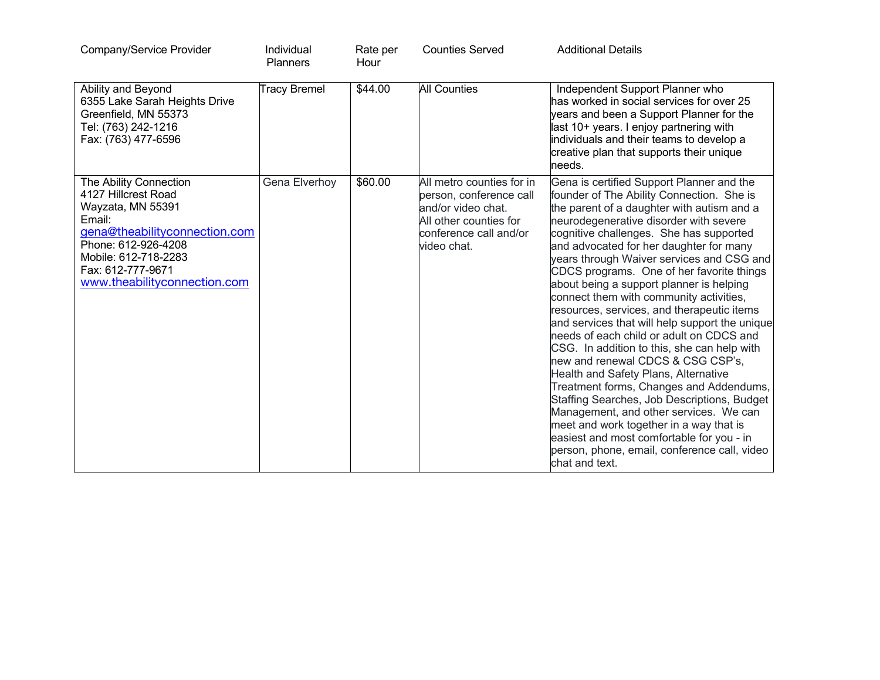| Company/Service Provider | Individual Planners | Rate per Hour | Counties Served | Additional Details |
|---|---|---|---|---|
| Ability and Beyond<br>6355 Lake Sarah Heights Drive<br>Greenfield, MN 55373<br>Tel: (763) 242-1216<br>Fax: (763) 477-6596 | Tracy Bremel | $44.00 | All Counties | Independent Support Planner who has worked in social services for over 25 years and been a Support Planner for the last 10+ years. I enjoy partnering with individuals and their teams to develop a creative plan that supports their unique needs. |
| The Ability Connection<br>4127 Hillcrest Road<br>Wayzata, MN 55391<br>Email: gena@theabilityconnection.com<br>Phone: 612-926-4208<br>Mobile: 612-718-2283<br>Fax: 612-777-9671<br>www.theabilityconnection.com | Gena Elverhoy | $60.00 | All metro counties for in person, conference call and/or video chat.<br>All other counties for conference call and/or video chat. | Gena is certified Support Planner and the founder of The Ability Connection. She is the parent of a daughter with autism and a neurodegenerative disorder with severe cognitive challenges. She has supported and advocated for her daughter for many years through Waiver services and CSG and CDCS programs. One of her favorite things about being a support planner is helping connect them with community activities, resources, services, and therapeutic items and services that will help support the unique needs of each child or adult on CDCS and CSG. In addition to this, she can help with new and renewal CDCS & CSG CSP's, Health and Safety Plans, Alternative Treatment forms, Changes and Addendums, Staffing Searches, Job Descriptions, Budget Management, and other services. We can meet and work together in a way that is easiest and most comfortable for you - in person, phone, email, conference call, video chat and text. |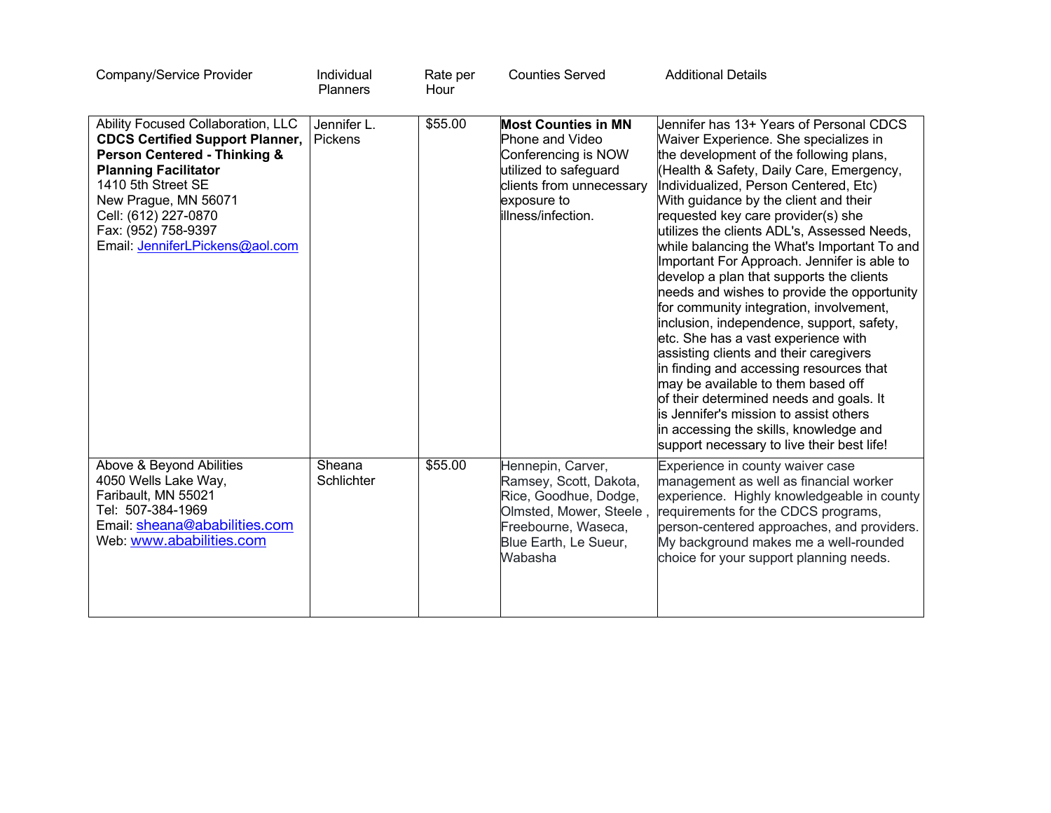| Company/Service Provider | Individual Planners | Rate per Hour | Counties Served | Additional Details |
|---|---|---|---|---|
| Ability Focused Collaboration, LLC<br>**CDCS Certified Support Planner, Person Centered - Thinking & Planning Facilitator**<br>1410 5th Street SE<br>New Prague, MN 56071<br>Cell: (612) 227-0870<br>Fax: (952) 758-9397<br>Email: JenniferLPickens@aol.com | Jennifer L. Pickens | $55.00 | **Most Counties in MN**<br>Phone and Video Conferencing is NOW utilized to safeguard clients from unnecessary exposure to illness/infection. | Jennifer has 13+ Years of Personal CDCS Waiver Experience. She specializes in the development of the following plans, (Health & Safety, Daily Care, Emergency, Individualized, Person Centered, Etc) With guidance by the client and their requested key care provider(s) she utilizes the clients ADL's, Assessed Needs, while balancing the What's Important To and Important For Approach. Jennifer is able to develop a plan that supports the clients needs and wishes to provide the opportunity for community integration, involvement, inclusion, independence, support, safety, etc. She has a vast experience with assisting clients and their caregivers in finding and accessing resources that may be available to them based off of their determined needs and goals. It is Jennifer's mission to assist others in accessing the skills, knowledge and support necessary to live their best life! |
| Above & Beyond Abilities<br>4050 Wells Lake Way,<br>Faribault, MN 55021<br>Tel: 507-384-1969<br>Email: sheana@ababilities.com<br>Web: www.ababilities.com | Sheana Schlichter | $55.00 | Hennepin, Carver, Ramsey, Scott, Dakota, Rice, Goodhue, Dodge, Olmsted, Mower, Steele , Freebourne, Waseca, Blue Earth, Le Sueur, Wabasha | Experience in county waiver case management as well as financial worker experience. Highly knowledgeable in county requirements for the CDCS programs, person-centered approaches, and providers. My background makes me a well-rounded choice for your support planning needs. |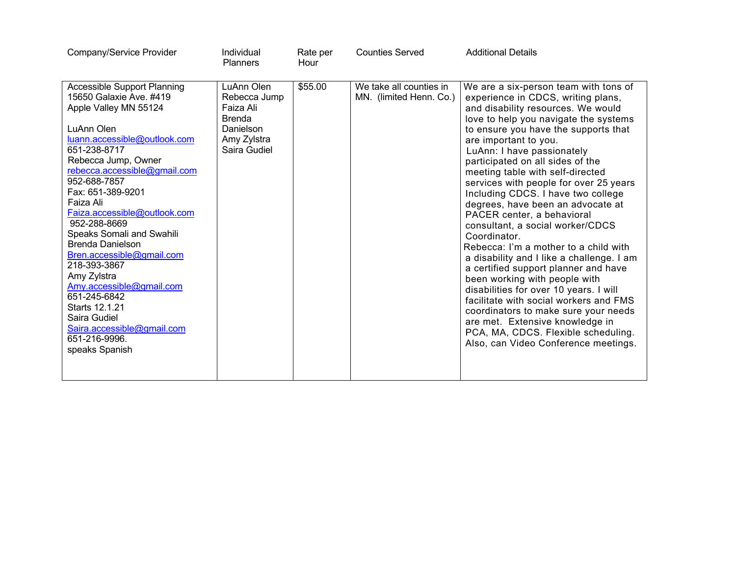| Company/Service Provider | Individual Planners | Rate per Hour | Counties Served | Additional Details |
|---|---|---|---|---|
| Accessible Support Planning<br>15650 Galaxie Ave. #419<br>Apple Valley MN 55124<br><br>LuAnn Olen<br>luann.accessible@outlook.com<br>651-238-8717<br>Rebecca Jump, Owner<br>rebecca.accessible@gmail.com<br>952-688-7857<br>Fax: 651-389-9201<br>Faiza Ali<br>Faiza.accessible@outlook.com<br>952-288-8669<br>Speaks Somali and Swahili<br>Brenda Danielson<br>Bren.accessible@gmail.com<br>218-393-3867<br>Amy Zylstra<br>Amy.accessible@gmail.com<br>651-245-6842<br>Starts 12.1.21<br>Saira Gudiel<br>Saira.accessible@gmail.com<br>651-216-9996.<br>speaks Spanish | LuAnn Olen<br>Rebecca Jump<br>Faiza Ali<br>Brenda Danielson<br>Amy Zylstra<br>Saira Gudiel | $55.00 | We take all counties in MN. (limited Henn. Co.) | We are a six-person team with tons of experience in CDCS, writing plans, and disability resources. We would love to help you navigate the systems to ensure you have the supports that are important to you.<br>LuAnn: I have passionately participated on all sides of the meeting table with self-directed services with people for over 25 years Including CDCS. I have two college degrees, have been an advocate at PACER center, a behavioral consultant, a social worker/CDCS Coordinator.<br>Rebecca: I'm a mother to a child with a disability and I like a challenge. I am a certified support planner and have been working with people with disabilities for over 10 years. I will facilitate with social workers and FMS coordinators to make sure your needs are met. Extensive knowledge in PCA, MA, CDCS. Flexible scheduling. Also, can Video Conference meetings. |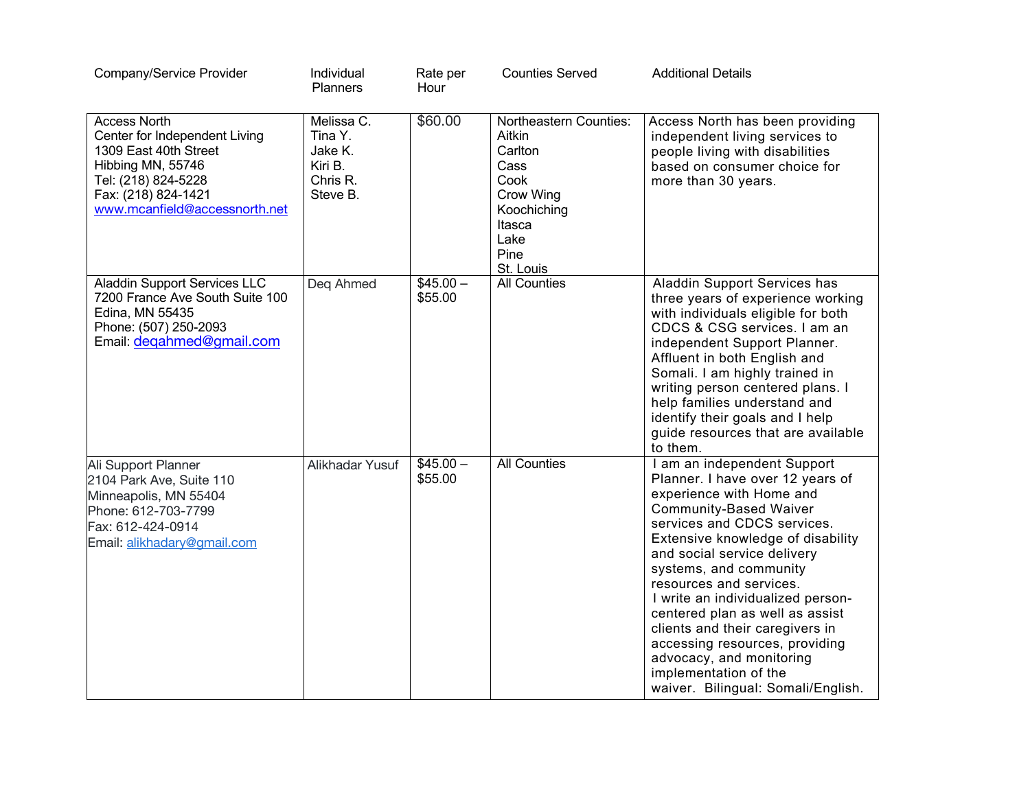| Company/Service Provider | Individual Planners | Rate per Hour | Counties Served | Additional Details |
|---|---|---|---|---|
| Access North<br>Center for Independent Living<br>1309 East 40th Street<br>Hibbing MN, 55746<br>Tel: (218) 824-5228<br>Fax: (218) 824-1421<br>www.mcanfield@accessnorth.net | Melissa C.<br>Tina Y.<br>Jake K.<br>Kiri B.<br>Chris R.<br>Steve B. | $60.00 | Northeastern Counties:<br>Aitkin<br>Carlton<br>Cass<br>Cook<br>Crow Wing<br>Koochiching<br>Itasca<br>Lake<br>Pine<br>St. Louis | Access North has been providing independent living services to people living with disabilities based on consumer choice for more than 30 years. |
| Aladdin Support Services LLC<br>7200 France Ave South Suite 100<br>Edina, MN 55435<br>Phone: (507) 250-2093<br>Email: deqahmed@gmail.com | Deq Ahmed | $45.00 –<br>$55.00 | All Counties | Aladdin Support Services has three years of experience working with individuals eligible for both CDCS & CSG services. I am an independent Support Planner. Affluent in both English and Somali. I am highly trained in writing person centered plans. I help families understand and identify their goals and I help guide resources that are available to them. |
| Ali Support Planner<br>2104 Park Ave, Suite 110<br>Minneapolis, MN 55404<br>Phone: 612-703-7799<br>Fax: 612-424-0914<br>Email: alikhadary@gmail.com | Alikhadar Yusuf | $45.00 –<br>$55.00 | All Counties | I am an independent Support Planner. I have over 12 years of experience with Home and Community-Based Waiver services and CDCS services. Extensive knowledge of disability and social service delivery systems, and community resources and services.<br>I write an individualized person-centered plan as well as assist clients and their caregivers in accessing resources, providing advocacy, and monitoring implementation of the waiver. Bilingual: Somali/English. |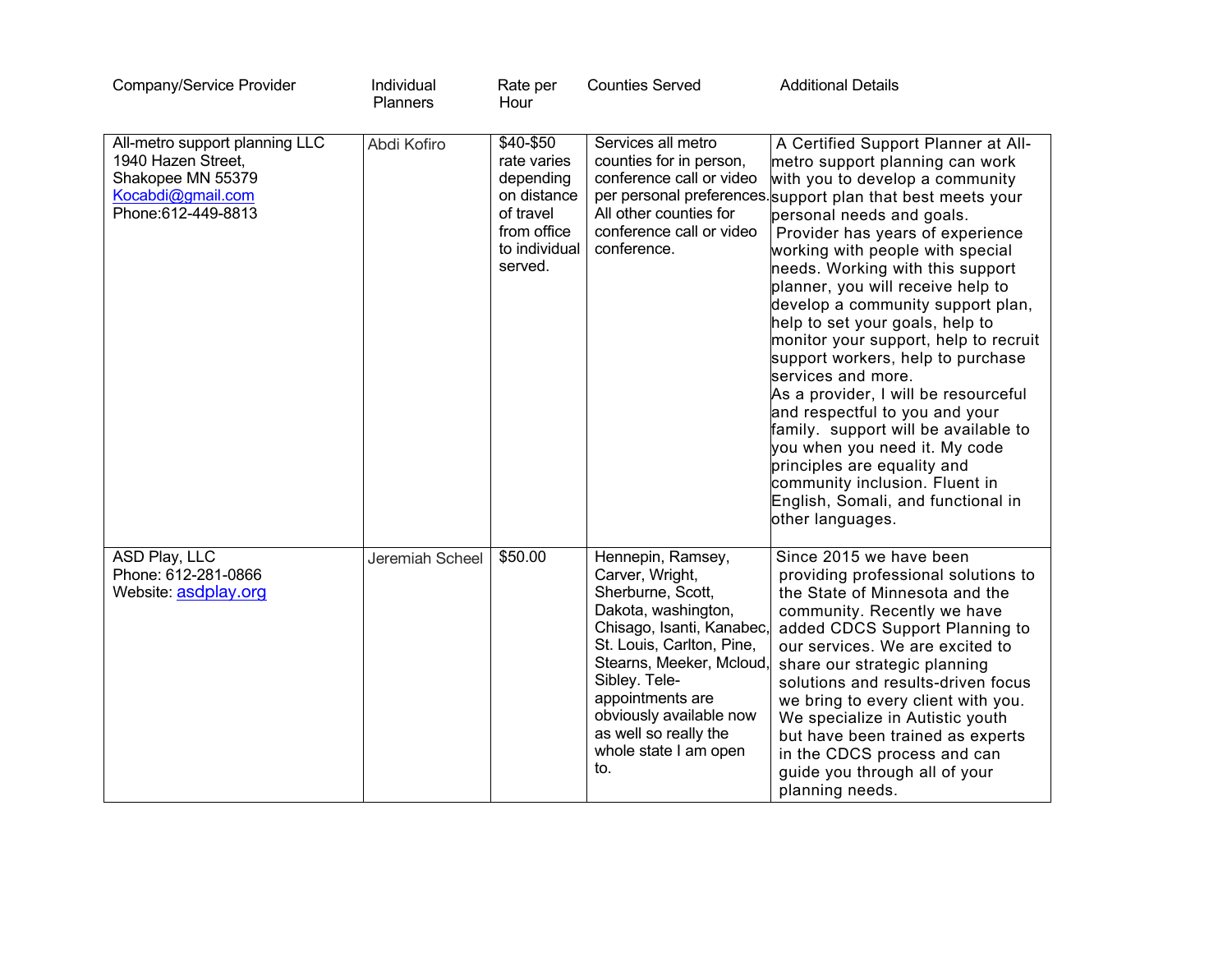| Company/Service Provider | Individual Planners | Rate per Hour | Counties Served | Additional Details |
|---|---|---|---|---|
| All-metro support planning LLC<br>1940 Hazen Street,<br>Shakopee MN 55379<br>Kocabdi@gmail.com<br>Phone:612-449-8813 | Abdi Kofiro | $40-$50 rate varies depending on distance of travel from office to individual served. | Services all metro counties for in person, conference call or video per personal preferences. All other counties for conference call or video conference. | A Certified Support Planner at All-metro support planning can work with you to develop a community support plan that best meets your personal needs and goals. Provider has years of experience working with people with special needs. Working with this support planner, you will receive help to develop a community support plan, help to set your goals, help to monitor your support, help to recruit support workers, help to purchase services and more.<br>As a provider, I will be resourceful and respectful to you and your family. support will be available to you when you need it. My code principles are equality and community inclusion. Fluent in English, Somali, and functional in other languages. |
| ASD Play, LLC<br>Phone: 612-281-0866<br>Website: asdplay.org | Jeremiah Scheel | $50.00 | Hennepin, Ramsey, Carver, Wright, Sherburne, Scott, Dakota, washington, Chisago, Isanti, Kanabec, St. Louis, Carlton, Pine, Stearns, Meeker, Mcloud, Sibley. Tele-appointments are obviously available now as well so really the whole state I am open to. | Since 2015 we have been providing professional solutions to the State of Minnesota and the community. Recently we have added CDCS Support Planning to our services. We are excited to share our strategic planning solutions and results-driven focus we bring to every client with you. We specialize in Autistic youth but have been trained as experts in the CDCS process and can guide you through all of your planning needs. |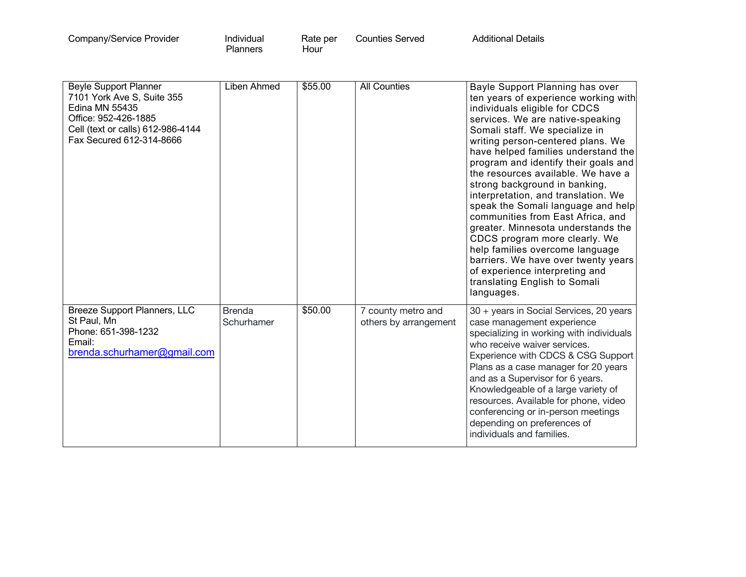| Company/Service Provider | Individual Planners | Rate per Hour | Counties Served | Additional Details |
|---|---|---|---|---|
| Beyle Support Planner<br>7101 York Ave S, Suite 355<br>Edina MN 55435<br>Office: 952-426-1885<br>Cell (text or calls) 612-986-4144<br>Fax Secured 612-314-8666 | Liben Ahmed | $55.00 | All Counties | Bayle Support Planning has over ten years of experience working with individuals eligible for CDCS services. We are native-speaking Somali staff. We specialize in writing person-centered plans. We have helped families understand the program and identify their goals and the resources available. We have a strong background in banking, interpretation, and translation. We speak the Somali language and help communities from East Africa, and greater. Minnesota understands the CDCS program more clearly. We help families overcome language barriers. We have over twenty years of experience interpreting and translating English to Somali languages. |
| Breeze Support Planners, LLC<br>St Paul, Mn<br>Phone: 651-398-1232<br>Email:<br>brenda.schurhamer@gmail.com | Brenda Schurhamer | $50.00 | 7 county metro and others by arrangement | 30 + years in Social Services, 20 years case management experience specializing in working with individuals who receive waiver services. Experience with CDCS & CSG Support Plans as a case manager for 20 years and as a Supervisor for 6 years. Knowledgeable of a large variety of resources. Available for phone, video conferencing or in-person meetings depending on preferences of individuals and families. |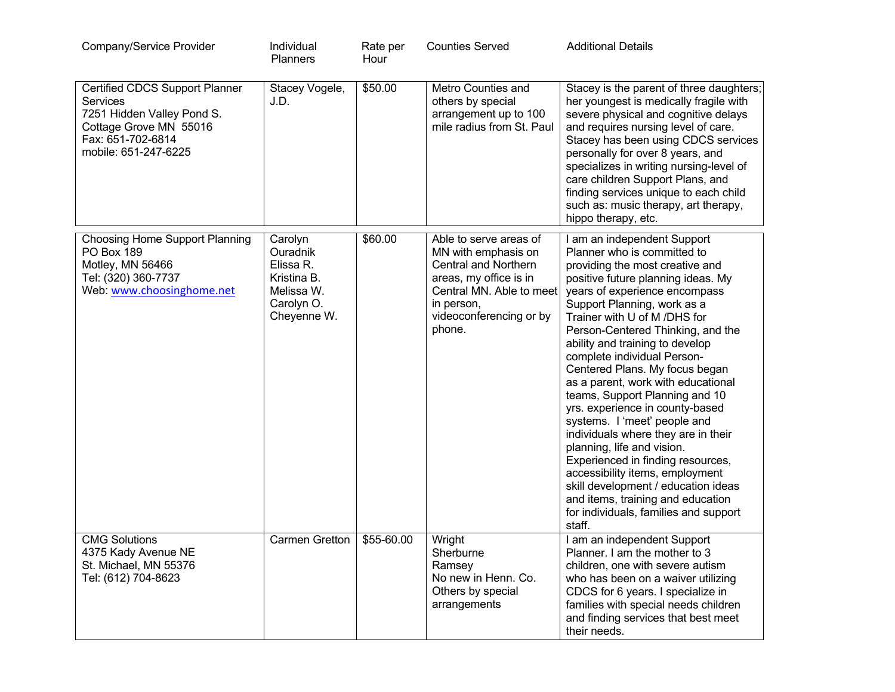| Company/Service Provider | Individual Planners | Rate per Hour | Counties Served | Additional Details |
|---|---|---|---|---|
| Certified CDCS Support Planner Services<br>7251 Hidden Valley Pond S.<br>Cottage Grove MN 55016<br>Fax: 651-702-6814<br>mobile: 651-247-6225 | Stacey Vogele, J.D. | $50.00 | Metro Counties and others by special arrangement up to 100 mile radius from St. Paul | Stacey is the parent of three daughters; her youngest is medically fragile with severe physical and cognitive delays and requires nursing level of care. Stacey has been using CDCS services personally for over 8 years, and specializes in writing nursing-level of care children Support Plans, and finding services unique to each child such as: music therapy, art therapy, hippo therapy, etc. |
| Choosing Home Support Planning<br>PO Box 189<br>Motley, MN 56466<br>Tel: (320) 360-7737<br>Web: www.choosinghome.net | Carolyn Ouradnik<br>Elissa R.<br>Kristina B.<br>Melissa W.<br>Carolyn O.<br>Cheyenne W. | $60.00 | Able to serve areas of MN with emphasis on Central and Northern areas, my office is in Central MN. Able to meet in person, videoconferencing or by phone. | I am an independent Support Planner who is committed to providing the most creative and positive future planning ideas. My years of experience encompass Support Planning, work as a Trainer with U of M /DHS for Person-Centered Thinking, and the ability and training to develop complete individual Person-Centered Plans. My focus began as a parent, work with educational teams, Support Planning and 10 yrs. experience in county-based systems. I 'meet' people and individuals where they are in their planning, life and vision. Experienced in finding resources, accessibility items, employment skill development / education ideas and items, training and education for individuals, families and support staff. |
| CMG Solutions<br>4375 Kady Avenue NE<br>St. Michael, MN 55376<br>Tel: (612) 704-8623 | Carmen Gretton | $55-60.00 | Wright<br>Sherburne<br>Ramsey<br>No new in Henn. Co.<br>Others by special arrangements | I am an independent Support Planner. I am the mother to 3 children, one with severe autism who has been on a waiver utilizing CDCS for 6 years. I specialize in families with special needs children and finding services that best meet their needs. |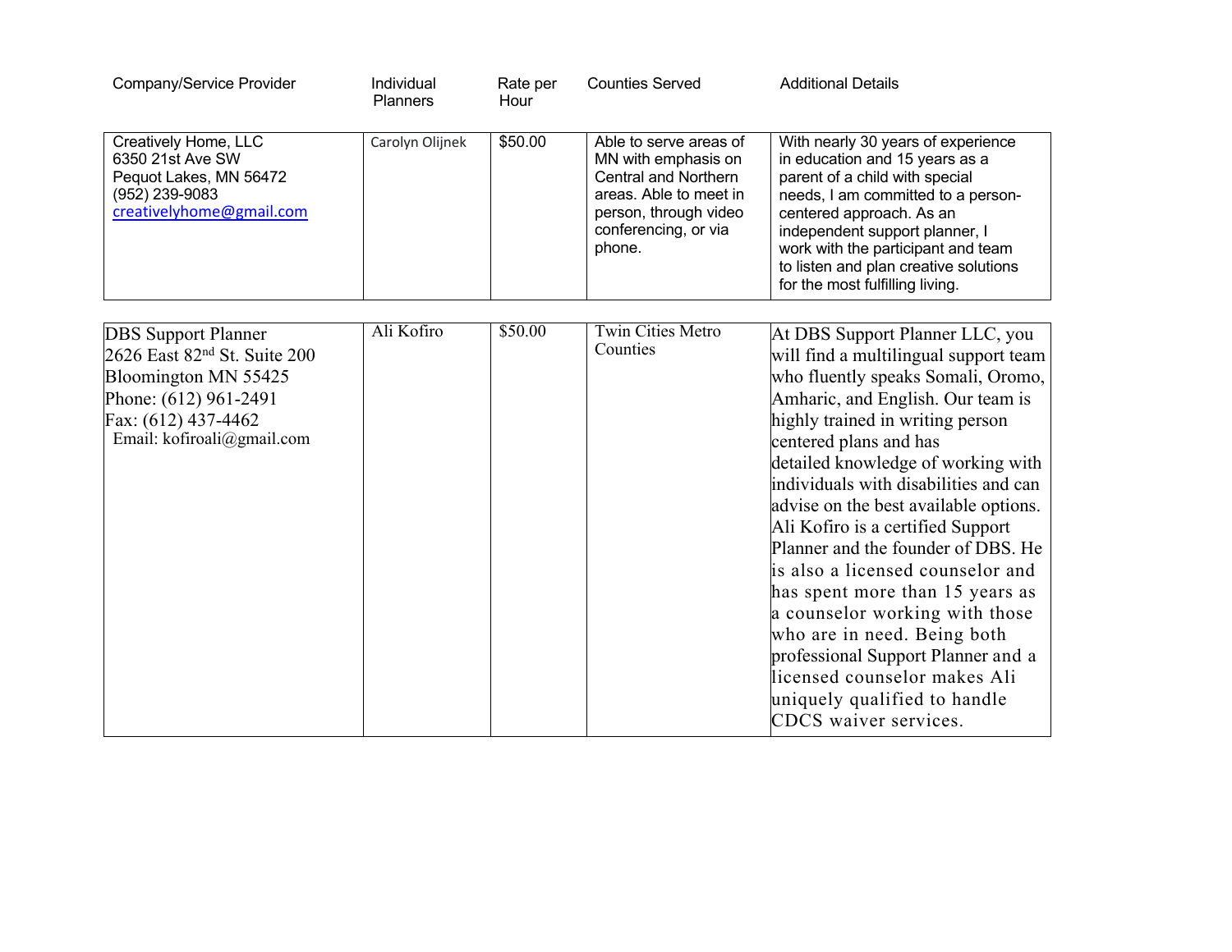| Company/Service Provider | Individual Planners | Rate per Hour | Counties Served | Additional Details |
|---|---|---|---|---|
| Creatively Home, LLC<br>6350 21st Ave SW<br>Pequot Lakes, MN 56472<br>(952) 239-9083<br>creativelyhome@gmail.com | Carolyn Olijnek | $50.00 | Able to serve areas of MN with emphasis on Central and Northern areas. Able to meet in person, through video conferencing, or via phone. | With nearly 30 years of experience in education and 15 years as a parent of a child with special needs, I am committed to a person-centered approach. As an independent support planner, I work with the participant and team to listen and plan creative solutions for the most fulfilling living. |
| DBS Support Planner<br>2626 East 82nd St. Suite 200<br>Bloomington MN 55425<br>Phone: (612) 961-2491<br>Fax: (612) 437-4462<br>Email: kofiroali@gmail.com | Ali Kofiro | $50.00 | Twin Cities Metro Counties | At DBS Support Planner LLC, you will find a multilingual support team who fluently speaks Somali, Oromo, Amharic, and English. Our team is highly trained in writing person centered plans and has detailed knowledge of working with individuals with disabilities and can advise on the best available options. Ali Kofiro is a certified Support Planner and the founder of DBS. He is also a licensed counselor and has spent more than 15 years as a counselor working with those who are in need. Being both professional Support Planner and a licensed counselor makes Ali uniquely qualified to handle CDCS waiver services. |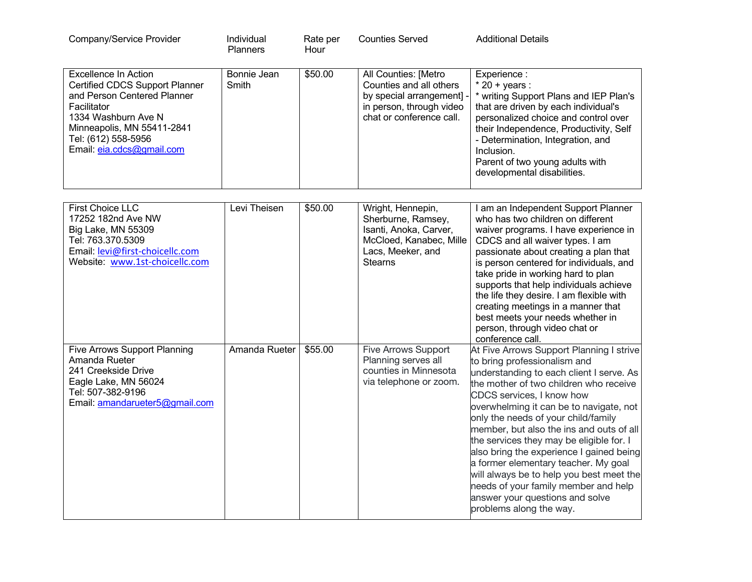| Company/Service Provider | Individual Planners | Rate per Hour | Counties Served | Additional Details |
|---|---|---|---|---|
| Excellence In Action<br>Certified CDCS Support Planner and Person Centered Planner Facilitator<br>1334 Washburn Ave N<br>Minneapolis, MN 55411-2841<br>Tel: (612) 558-5956<br>Email: eia.cdcs@gmail.com | Bonnie Jean Smith | $50.00 | All Counties: [Metro Counties and all others by special arrangement] - in person, through video chat or conference call. | Experience :<br>* 20 + years :<br>* writing Support Plans and IEP Plan's that are driven by each individual's personalized choice and control over their Independence, Productivity, Self - Determination, Integration, and Inclusion.<br>Parent of two young adults with developmental disabilities. |
| First Choice LLC<br>17252 182nd Ave NW<br>Big Lake, MN 55309<br>Tel: 763.370.5309<br>Email: levi@first-choicellc.com<br>Website: www.1st-choicellc.com | Levi Theisen | $50.00 | Wright, Hennepin, Sherburne, Ramsey, Isanti, Anoka, Carver, McCloed, Kanabec, Mille Lacs, Meeker, and Stearns | I am an Independent Support Planner who has two children on different waiver programs. I have experience in CDCS and all waiver types. I am passionate about creating a plan that is person centered for individuals, and take pride in working hard to plan supports that help individuals achieve the life they desire. I am flexible with creating meetings in a manner that best meets your needs whether in person, through video chat or conference call. |
| Five Arrows Support Planning<br>Amanda Rueter<br>241 Creekside Drive<br>Eagle Lake, MN 56024<br>Tel: 507-382-9196<br>Email: amandarueter5@gmail.com | Amanda Rueter | $55.00 | Five Arrows Support Planning serves all counties in Minnesota via telephone or zoom. | At Five Arrows Support Planning I strive to bring professionalism and understanding to each client I serve. As the mother of two children who receive CDCS services, I know how overwhelming it can be to navigate, not only the needs of your child/family member, but also the ins and outs of all the services they may be eligible for. I also bring the experience I gained being a former elementary teacher. My goal will always be to help you best meet the needs of your family member and help answer your questions and solve problems along the way. |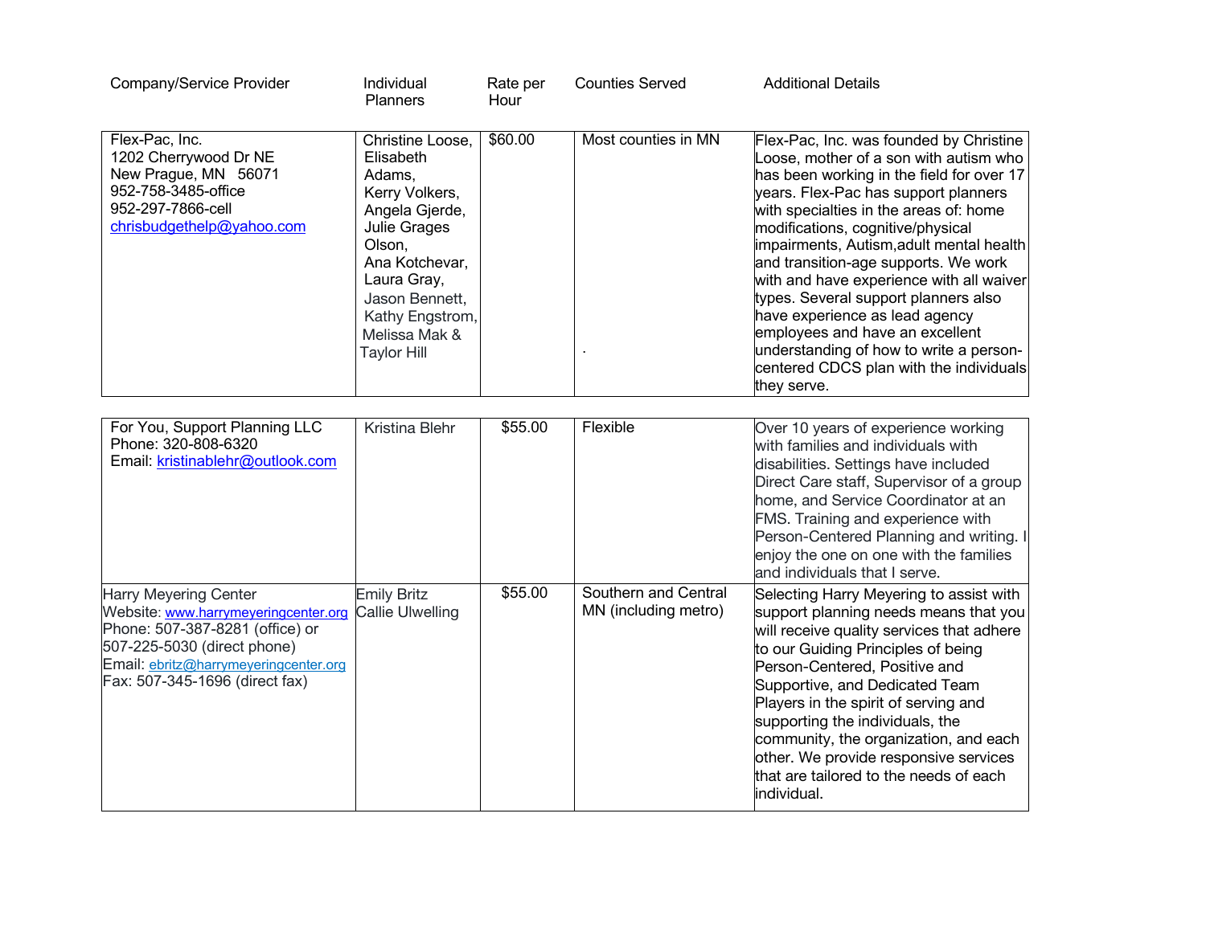| Company/Service Provider | Individual Planners | Rate per Hour | Counties Served | Additional Details |
|---|---|---|---|---|
| Flex-Pac, Inc.<br>1202 Cherrywood Dr NE<br>New Prague, MN 56071<br>952-758-3485-office<br>952-297-7866-cell<br>chrisbudgethelp@yahoo.com | Christine Loose, Elisabeth Adams, Kerry Volkers, Angela Gjerde, Julie Grages Olson, Ana Kotchevar, Laura Gray, Jason Bennett, Kathy Engstrom, Melissa Mak & Taylor Hill | $60.00 | Most counties in MN<br><br>. | Flex-Pac, Inc. was founded by Christine Loose, mother of a son with autism who has been working in the field for over 17 years. Flex-Pac has support planners with specialties in the areas of: home modifications, cognitive/physical impairments, Autism,adult mental health and transition-age supports. We work with and have experience with all waiver types. Several support planners also have experience as lead agency employees and have an excellent understanding of how to write a person-centered CDCS plan with the individuals they serve. |
| For You, Support Planning LLC<br>Phone: 320-808-6320<br>Email: kristinablehr@outlook.com | Kristina Blehr | $55.00 | Flexible | Over 10 years of experience working with families and individuals with disabilities. Settings have included Direct Care staff, Supervisor of a group home, and Service Coordinator at an FMS. Training and experience with Person-Centered Planning and writing. I enjoy the one on one with the families and individuals that I serve. |
| Harry Meyering Center<br>Website: www.harrymeyeringcenter.org<br>Phone: 507-387-8281 (office) or 507-225-5030 (direct phone)<br>Email: ebritz@harrymeyeringcenter.org<br>Fax: 507-345-1696 (direct fax) | Emily Britz<br>Callie Ulwelling | $55.00 | Southern and Central MN (including metro) | Selecting Harry Meyering to assist with support planning needs means that you will receive quality services that adhere to our Guiding Principles of being Person-Centered, Positive and Supportive, and Dedicated Team Players in the spirit of serving and supporting the individuals, the community, the organization, and each other. We provide responsive services that are tailored to the needs of each individual. |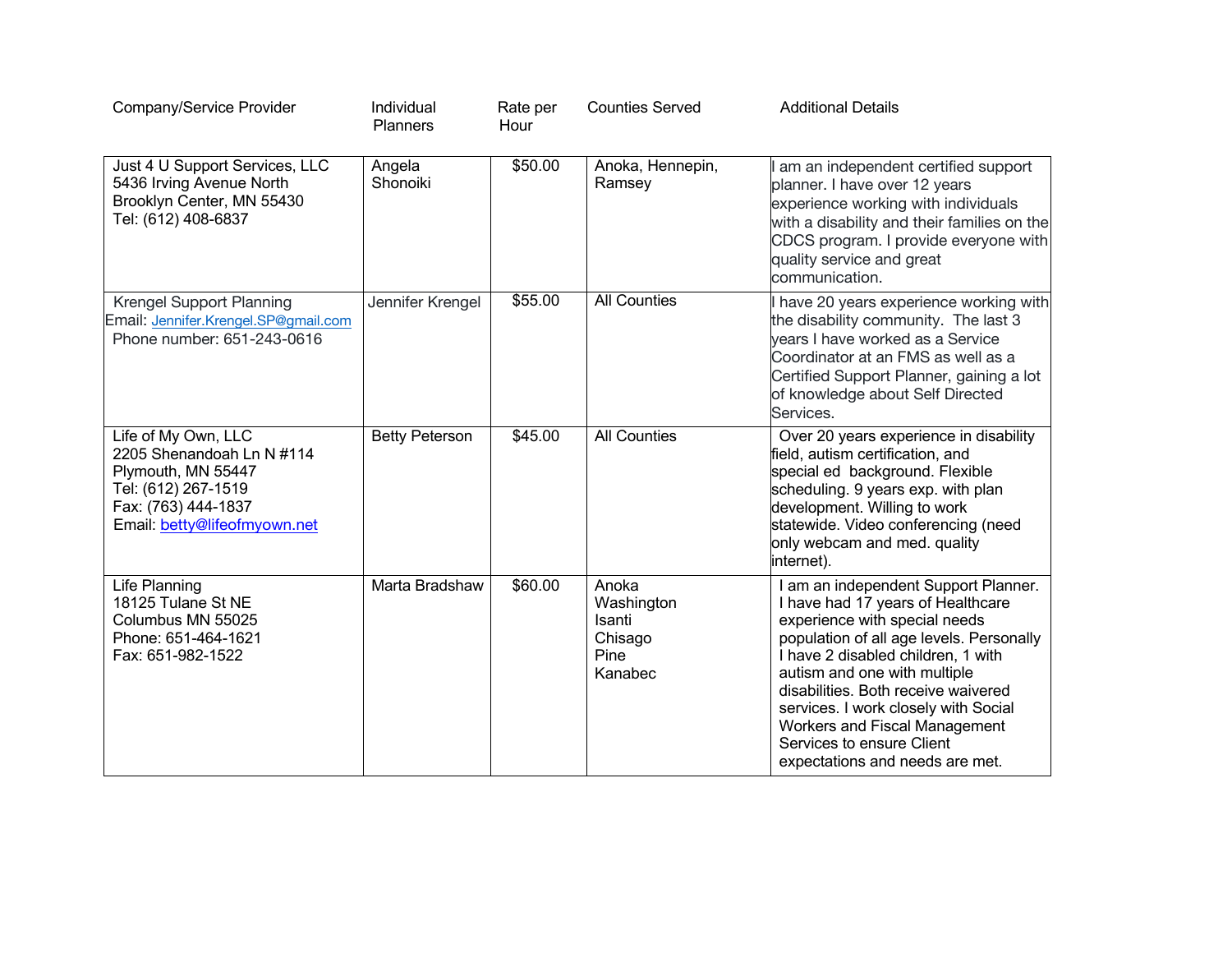| Company/Service Provider | Individual Planners | Rate per Hour | Counties Served | Additional Details |
|---|---|---|---|---|
| Just 4 U Support Services, LLC<br>5436 Irving Avenue North<br>Brooklyn Center, MN 55430<br>Tel: (612) 408-6837 | Angela Shonoiki | $50.00 | Anoka, Hennepin, Ramsey | I am an independent certified support planner. I have over 12 years experience working with individuals with a disability and their families on the CDCS program. I provide everyone with quality service and great communication. |
| Krengel Support Planning<br>Email: Jennifer.Krengel.SP@gmail.com<br>Phone number: 651-243-0616 | Jennifer Krengel | $55.00 | All Counties | I have 20 years experience working with the disability community. The last 3 years I have worked as a Service Coordinator at an FMS as well as a Certified Support Planner, gaining a lot of knowledge about Self Directed Services. |
| Life of My Own, LLC<br>2205 Shenandoah Ln N #114<br>Plymouth, MN 55447<br>Tel: (612) 267-1519<br>Fax: (763) 444-1837<br>Email: betty@lifeofmyown.net | Betty Peterson | $45.00 | All Counties | Over 20 years experience in disability field, autism certification, and special ed background. Flexible scheduling. 9 years exp. with plan development. Willing to work statewide. Video conferencing (need only webcam and med. quality internet). |
| Life Planning<br>18125 Tulane St NE<br>Columbus MN 55025<br>Phone: 651-464-1621<br>Fax: 651-982-1522 | Marta Bradshaw | $60.00 | Anoka<br>Washington<br>Isanti<br>Chisago<br>Pine<br>Kanabec | I am an independent Support Planner. I have had 17 years of Healthcare experience with special needs population of all age levels. Personally I have 2 disabled children, 1 with autism and one with multiple disabilities. Both receive waivered services. I work closely with Social Workers and Fiscal Management Services to ensure Client expectations and needs are met. |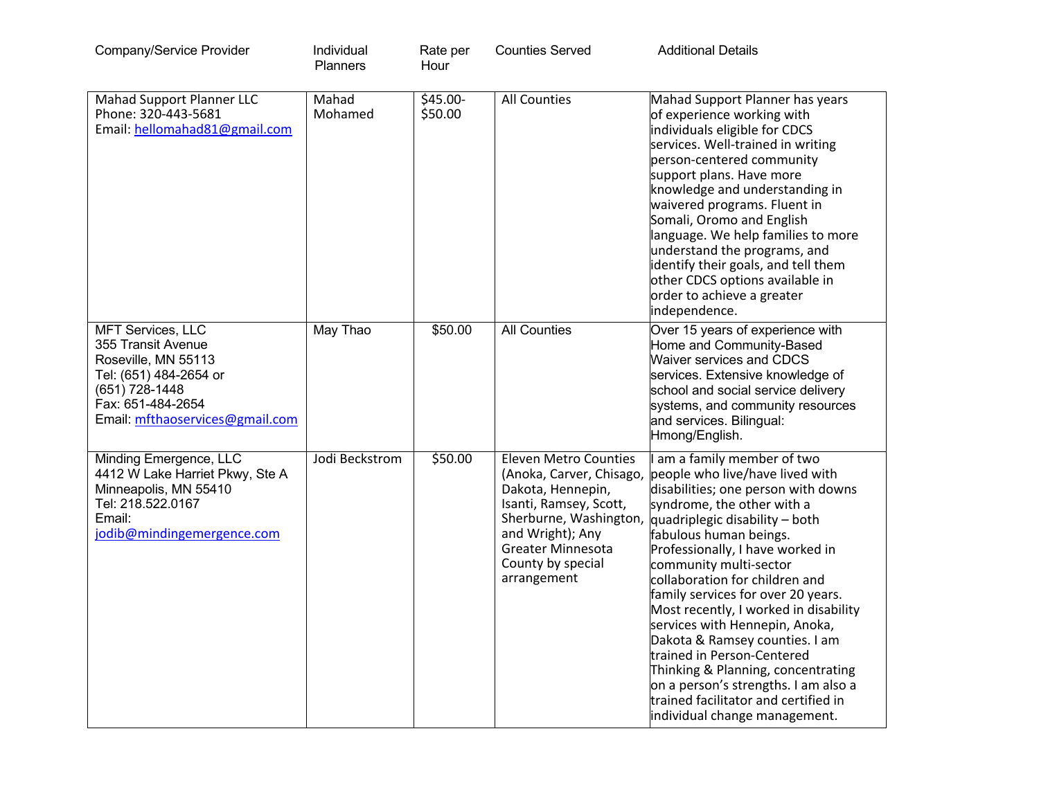| Company/Service Provider | Individual Planners | Rate per Hour | Counties Served | Additional Details |
|---|---|---|---|---|
| Mahad Support Planner LLC<br>Phone: 320-443-5681<br>Email: hellomahad81@gmail.com | Mahad Mohamed | $45.00-$50.00 | All Counties | Mahad Support Planner has years of experience working with individuals eligible for CDCS services. Well-trained in writing person-centered community support plans. Have more knowledge and understanding in waivered programs. Fluent in Somali, Oromo and English language. We help families to more understand the programs, and identify their goals, and tell them other CDCS options available in order to achieve a greater independence. |
| MFT Services, LLC<br>355 Transit Avenue<br>Roseville, MN 55113<br>Tel: (651) 484-2654 or (651) 728-1448<br>Fax: 651-484-2654<br>Email: mfthaoservices@gmail.com | May Thao | $50.00 | All Counties | Over 15 years of experience with Home and Community-Based Waiver services and CDCS services. Extensive knowledge of school and social service delivery systems, and community resources and services. Bilingual: Hmong/English. |
| Minding Emergence, LLC<br>4412 W Lake Harriet Pkwy, Ste A<br>Minneapolis, MN 55410<br>Tel: 218.522.0167<br>Email: jodib@mindingemergence.com | Jodi Beckstrom | $50.00 | Eleven Metro Counties (Anoka, Carver, Chisago, Dakota, Hennepin, Isanti, Ramsey, Scott, Sherburne, Washington, and Wright); Any Greater Minnesota County by special arrangement | I am a family member of two people who live/have lived with disabilities; one person with downs syndrome, the other with a quadriplegic disability – both fabulous human beings. Professionally, I have worked in community multi-sector collaboration for children and family services for over 20 years. Most recently, I worked in disability services with Hennepin, Anoka, Dakota & Ramsey counties. I am trained in Person-Centered Thinking & Planning, concentrating on a person's strengths. I am also a trained facilitator and certified in individual change management. |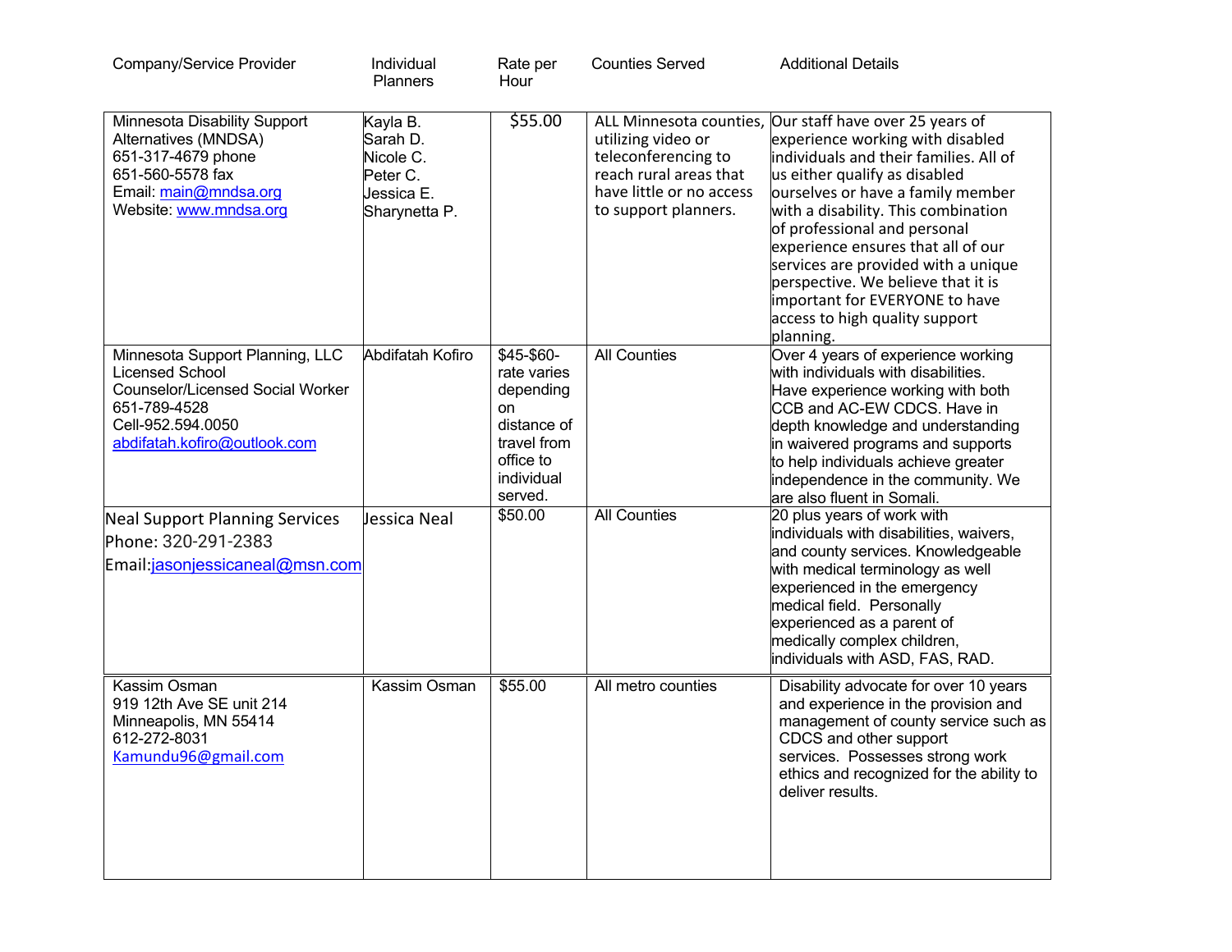| Company/Service Provider | Individual Planners | Rate per Hour | Counties Served | Additional Details |
|---|---|---|---|---|
| Minnesota Disability Support Alternatives (MNDSA)<br>651-317-4679 phone<br>651-560-5578 fax<br>Email: main@mndsa.org<br>Website: www.mndsa.org | Kayla B.<br>Sarah D.<br>Nicole C.<br>Peter C.<br>Jessica E.<br>Sharynetta P. | $55.00 | ALL Minnesota counties, utilizing video or teleconferencing to reach rural areas that have little or no access to support planners. | Our staff have over 25 years of experience working with disabled individuals and their families. All of us either qualify as disabled ourselves or have a family member with a disability. This combination of professional and personal experience ensures that all of our services are provided with a unique perspective. We believe that it is important for EVERYONE to have access to high quality support planning. |
| Minnesota Support Planning, LLC<br>Licensed School Counselor/Licensed Social Worker<br>651-789-4528<br>Cell-952.594.0050<br>abdifatah.kofiro@outlook.com | Abdifatah Kofiro | $45-$60-rate varies depending on distance of travel from office to individual served. | All Counties | Over 4 years of experience working with individuals with disabilities. Have experience working with both CCB and AC-EW CDCS. Have in depth knowledge and understanding in waivered programs and supports to help individuals achieve greater independence in the community. We are also fluent in Somali. |
| Neal Support Planning Services<br>Phone: 320-291-2383<br>Email:jasonjessicaneal@msn.com | Jessica Neal | $50.00 | All Counties | 20 plus years of work with individuals with disabilities, waivers, and county services. Knowledgeable with medical terminology as well experienced in the emergency medical field. Personally experienced as a parent of medically complex children, individuals with ASD, FAS, RAD. |
| Kassim Osman<br>919 12th Ave SE unit 214<br>Minneapolis, MN 55414<br>612-272-8031<br>Kamundu96@gmail.com | Kassim Osman | $55.00 | All metro counties | Disability advocate for over 10 years and experience in the provision and management of county service such as CDCS and other support services. Possesses strong work ethics and recognized for the ability to deliver results. |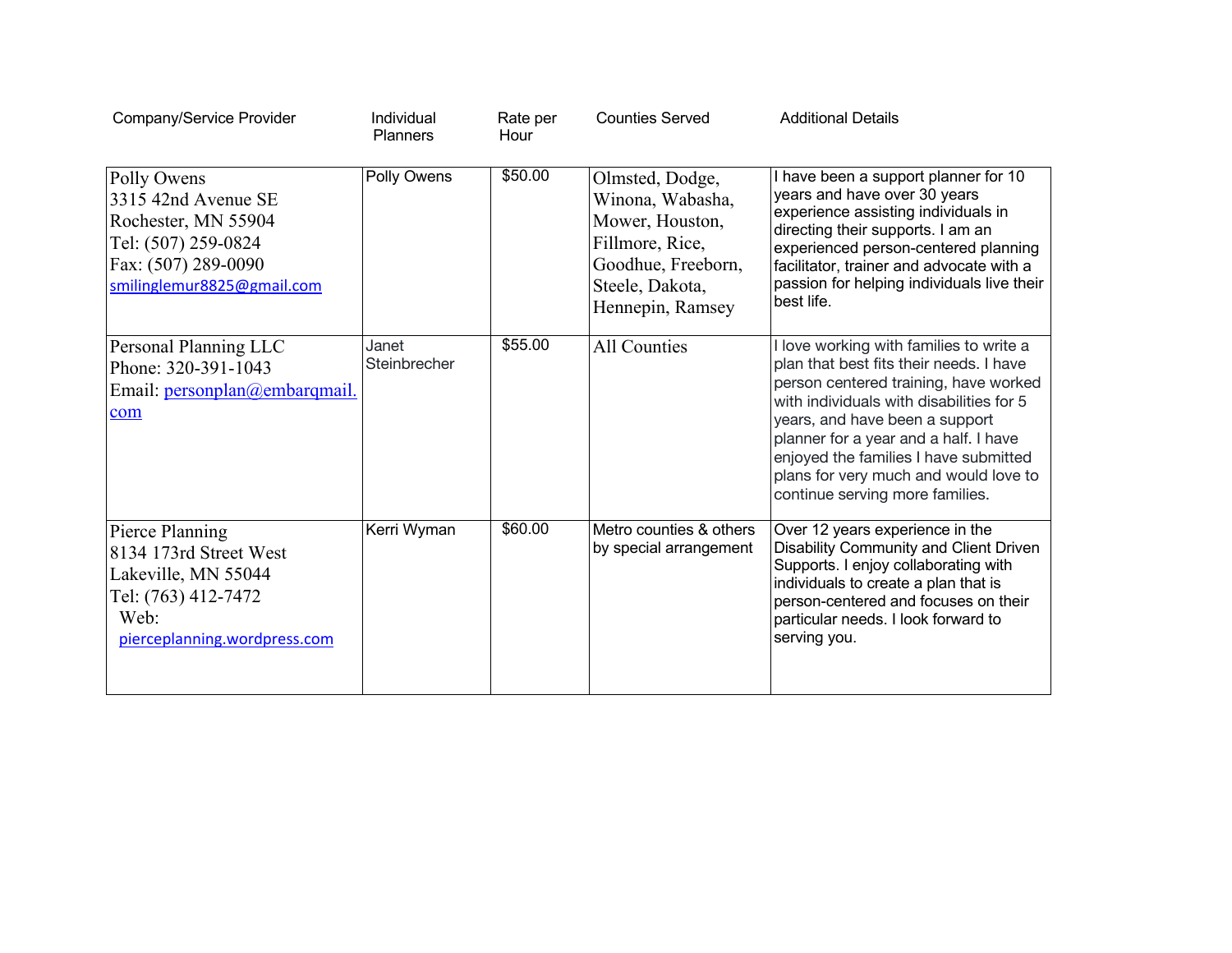| Company/Service Provider | Individual Planners | Rate per Hour | Counties Served | Additional Details |
|---|---|---|---|---|
| Polly Owens<br>3315 42nd Avenue SE<br>Rochester, MN 55904<br>Tel: (507) 259-0824<br>Fax: (507) 289-0090<br>smilinglemur8825@gmail.com | Polly Owens | $50.00 | Olmsted, Dodge, Winona, Wabasha, Mower, Houston, Fillmore, Rice, Goodhue, Freeborn, Steele, Dakota, Hennepin, Ramsey | I have been a support planner for 10 years and have over 30 years experience assisting individuals in directing their supports. I am an experienced person-centered planning facilitator, trainer and advocate with a passion for helping individuals live their best life. |
| Personal Planning LLC<br>Phone: 320-391-1043<br>Email: personplan@embarqmail.com | Janet Steinbrecher | $55.00 | All Counties | I love working with families to write a plan that best fits their needs. I have person centered training, have worked with individuals with disabilities for 5 years, and have been a support planner for a year and a half. I have enjoyed the families I have submitted plans for very much and would love to continue serving more families. |
| Pierce Planning<br>8134 173rd Street West<br>Lakeville, MN 55044<br>Tel: (763) 412-7472<br>Web: pierceplanning.wordpress.com | Kerri Wyman | $60.00 | Metro counties & others by special arrangement | Over 12 years experience in the Disability Community and Client Driven Supports. I enjoy collaborating with individuals to create a plan that is person-centered and focuses on their particular needs. I look forward to serving you. |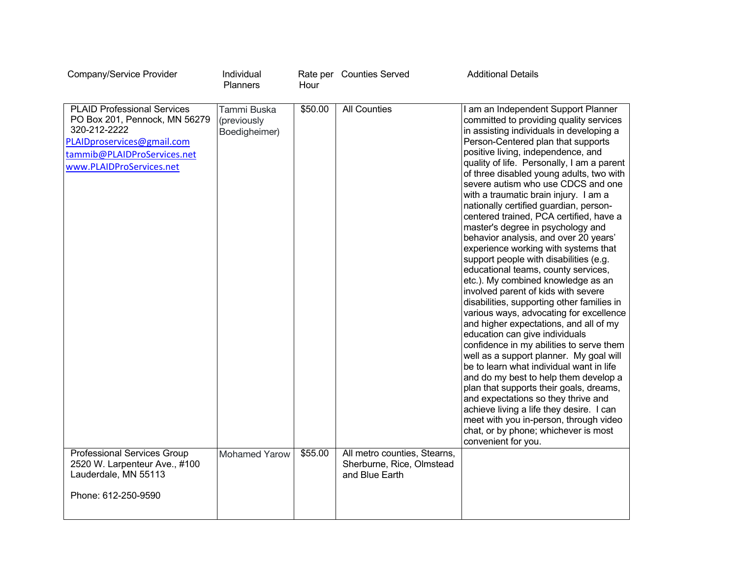| Company/Service Provider | Individual Planners | Rate per Hour | Counties Served | Additional Details |
|---|---|---|---|---|
| PLAID Professional Services<br>PO Box 201, Pennock, MN 56279<br>320-212-2222<br>PLAIDproservices@gmail.com<br>tammib@PLAIDProServices.net<br>www.PLAIDProServices.net | Tammi Buska (previously Boedigheimer) | $50.00 | All Counties | I am an Independent Support Planner committed to providing quality services in assisting individuals in developing a Person-Centered plan that supports positive living, independence, and quality of life. Personally, I am a parent of three disabled young adults, two with severe autism who use CDCS and one with a traumatic brain injury. I am a nationally certified guardian, person-centered trained, PCA certified, have a master's degree in psychology and behavior analysis, and over 20 years' experience working with systems that support people with disabilities (e.g. educational teams, county services, etc.). My combined knowledge as an involved parent of kids with severe disabilities, supporting other families in various ways, advocating for excellence and higher expectations, and all of my education can give individuals confidence in my abilities to serve them well as a support planner. My goal will be to learn what individual want in life and do my best to help them develop a plan that supports their goals, dreams, and expectations so they thrive and achieve living a life they desire. I can meet with you in-person, through video chat, or by phone; whichever is most convenient for you. |
| Professional Services Group<br>2520 W. Larpenteur Ave., #100<br>Lauderdale, MN 55113<br><br>Phone: 612-250-9590 | Mohamed Yarow | $55.00 | All metro counties, Stearns, Sherburne, Rice, Olmstead and Blue Earth | |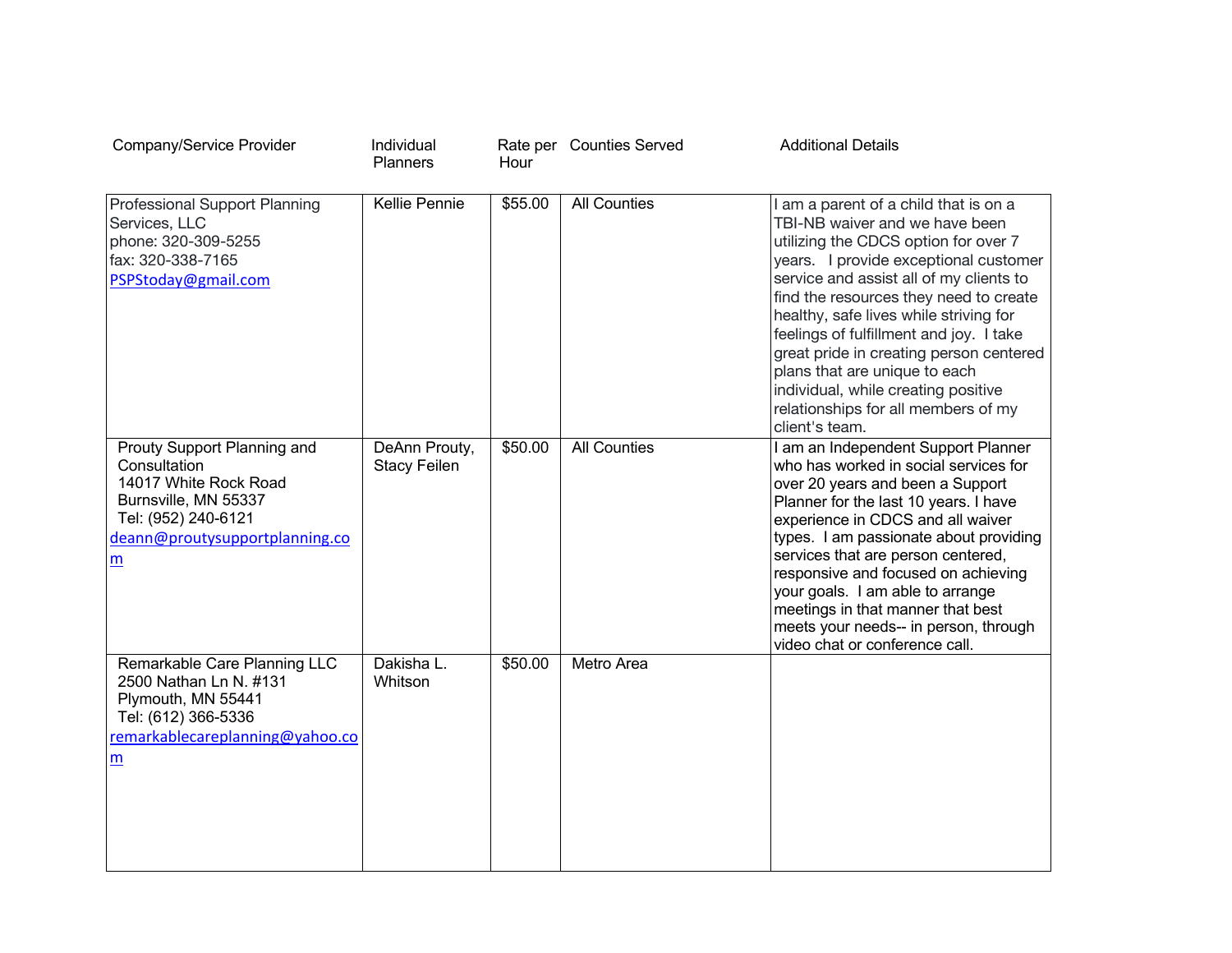| Company/Service Provider | Individual Planners | Rate per Hour | Counties Served | Additional Details |
|---|---|---|---|---|
| Professional Support Planning Services, LLC<br>phone: 320-309-5255<br>fax: 320-338-7165<br>PSPStoday@gmail.com | Kellie Pennie | $55.00 | All Counties | I am a parent of a child that is on a TBI-NB waiver and we have been utilizing the CDCS option for over 7 years. I provide exceptional customer service and assist all of my clients to find the resources they need to create healthy, safe lives while striving for feelings of fulfillment and joy. I take great pride in creating person centered plans that are unique to each individual, while creating positive relationships for all members of my client's team. |
| Prouty Support Planning and Consultation<br>14017 White Rock Road<br>Burnsville, MN 55337<br>Tel: (952) 240-6121<br>deann@proutysupportplanning.com | DeAnn Prouty, Stacy Feilen | $50.00 | All Counties | I am an Independent Support Planner who has worked in social services for over 20 years and been a Support Planner for the last 10 years. I have experience in CDCS and all waiver types. I am passionate about providing services that are person centered, responsive and focused on achieving your goals. I am able to arrange meetings in that manner that best meets your needs-- in person, through video chat or conference call. |
| Remarkable Care Planning LLC<br>2500 Nathan Ln N. #131<br>Plymouth, MN 55441<br>Tel: (612) 366-5336<br>remarkablecareplanning@yahoo.com | Dakisha L. Whitson | $50.00 | Metro Area | |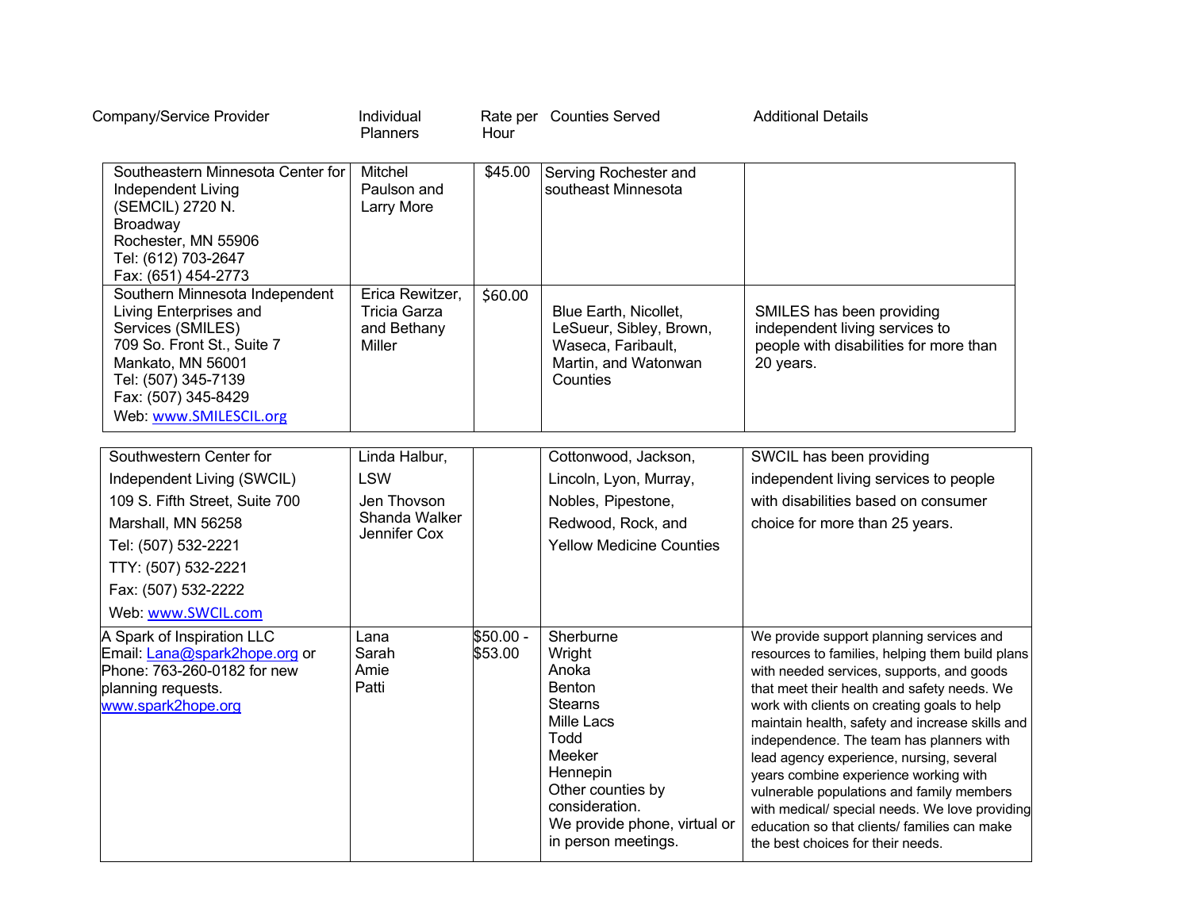| Company/Service Provider | Individual Planners | Rate per Hour | Counties Served | Additional Details |
|---|---|---|---|---|
| Southeastern Minnesota Center for Independent Living (SEMCIL) 2720 N. Broadway<br>Rochester, MN 55906<br>Tel: (612) 703-2647<br>Fax: (651) 454-2773 | Mitchel Paulson and Larry More | $45.00 | Serving Rochester and southeast Minnesota | |
| Southern Minnesota Independent Living Enterprises and Services (SMILES)<br>709 So. Front St., Suite 7<br>Mankato, MN 56001<br>Tel: (507) 345-7139<br>Fax: (507) 345-8429<br>Web: www.SMILESCIL.org | Erica Rewitzer, Tricia Garza and Bethany Miller | $60.00 | Blue Earth, Nicollet, LeSueur, Sibley, Brown, Waseca, Faribault, Martin, and Watonwan Counties | SMILES has been providing independent living services to people with disabilities for more than 20 years. |
| Southwestern Center for Independent Living (SWCIL)<br>109 S. Fifth Street, Suite 700<br>Marshall, MN 56258<br>Tel: (507) 532-2221<br>TTY: (507) 532-2221<br>Fax: (507) 532-2222<br>Web: www.SWCIL.com | Linda Halbur, LSW<br>Jen Thovson<br>Shanda Walker<br>Jennifer Cox | | Cottonwood, Jackson, Lincoln, Lyon, Murray, Nobles, Pipestone, Redwood, Rock, and Yellow Medicine Counties | SWCIL has been providing independent living services to people with disabilities based on consumer choice for more than 25 years. |
| A Spark of Inspiration LLC<br>Email: Lana@spark2hope.org or Phone: 763-260-0182 for new planning requests.<br>www.spark2hope.org | Lana<br>Sarah<br>Amie<br>Patti | $50.00 - $53.00 | Sherburne<br>Wright<br>Anoka<br>Benton<br>Stearns<br>Mille Lacs<br>Todd<br>Meeker<br>Hennepin<br>Other counties by consideration.<br>We provide phone, virtual or in person meetings. | We provide support planning services and resources to families, helping them build plans with needed services, supports, and goods that meet their health and safety needs. We work with clients on creating goals to help maintain health, safety and increase skills and independence. The team has planners with lead agency experience, nursing, several years combine experience working with vulnerable populations and family members with medical/ special needs. We love providing education so that clients/ families can make the best choices for their needs. |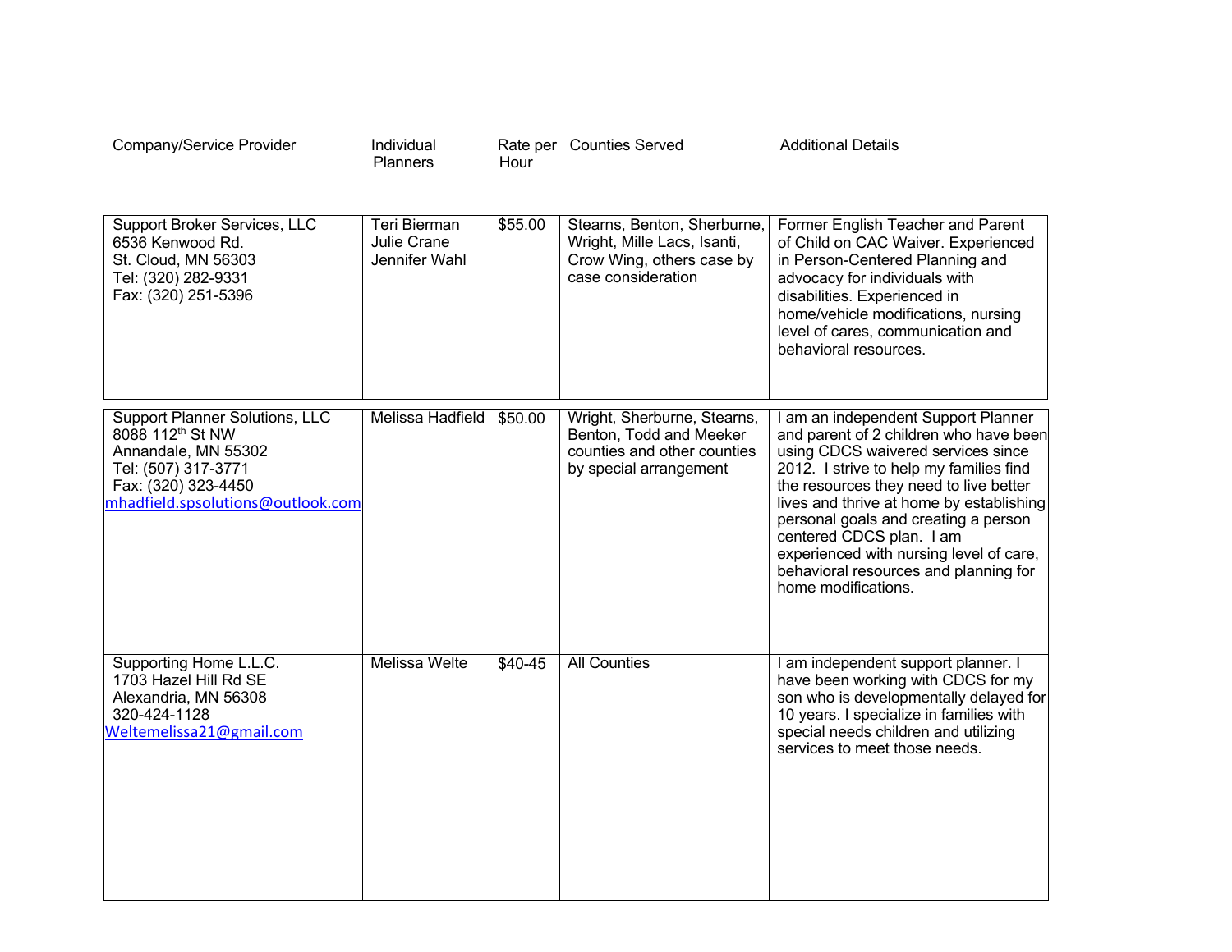| Company/Service Provider | Individual Planners | Rate per Hour | Counties Served | Additional Details |
|---|---|---|---|---|
| Support Broker Services, LLC<br>6536 Kenwood Rd.<br>St. Cloud, MN 56303<br>Tel: (320) 282-9331<br>Fax: (320) 251-5396 | Teri Bierman<br>Julie Crane<br>Jennifer Wahl | $55.00 | Stearns, Benton, Sherburne, Wright, Mille Lacs, Isanti, Crow Wing, others case by case consideration | Former English Teacher and Parent of Child on CAC Waiver. Experienced in Person-Centered Planning and advocacy for individuals with disabilities. Experienced in home/vehicle modifications, nursing level of cares, communication and behavioral resources. |
| Support Planner Solutions, LLC<br>8088 112th St NW<br>Annandale, MN 55302<br>Tel: (507) 317-3771<br>Fax: (320) 323-4450<br>mhadfield.spsolutions@outlook.com | Melissa Hadfield | $50.00 | Wright, Sherburne, Stearns, Benton, Todd and Meeker counties and other counties by special arrangement | I am an independent Support Planner and parent of 2 children who have been using CDCS waivered services since 2012. I strive to help my families find the resources they need to live better lives and thrive at home by establishing personal goals and creating a person centered CDCS plan. I am experienced with nursing level of care, behavioral resources and planning for home modifications. |
| Supporting Home L.L.C.<br>1703 Hazel Hill Rd SE<br>Alexandria, MN 56308<br>320-424-1128<br>Weltemelissa21@gmail.com | Melissa Welte | $40-45 | All Counties | I am independent support planner. I have been working with CDCS for my son who is developmentally delayed for 10 years. I specialize in families with special needs children and utilizing services to meet those needs. |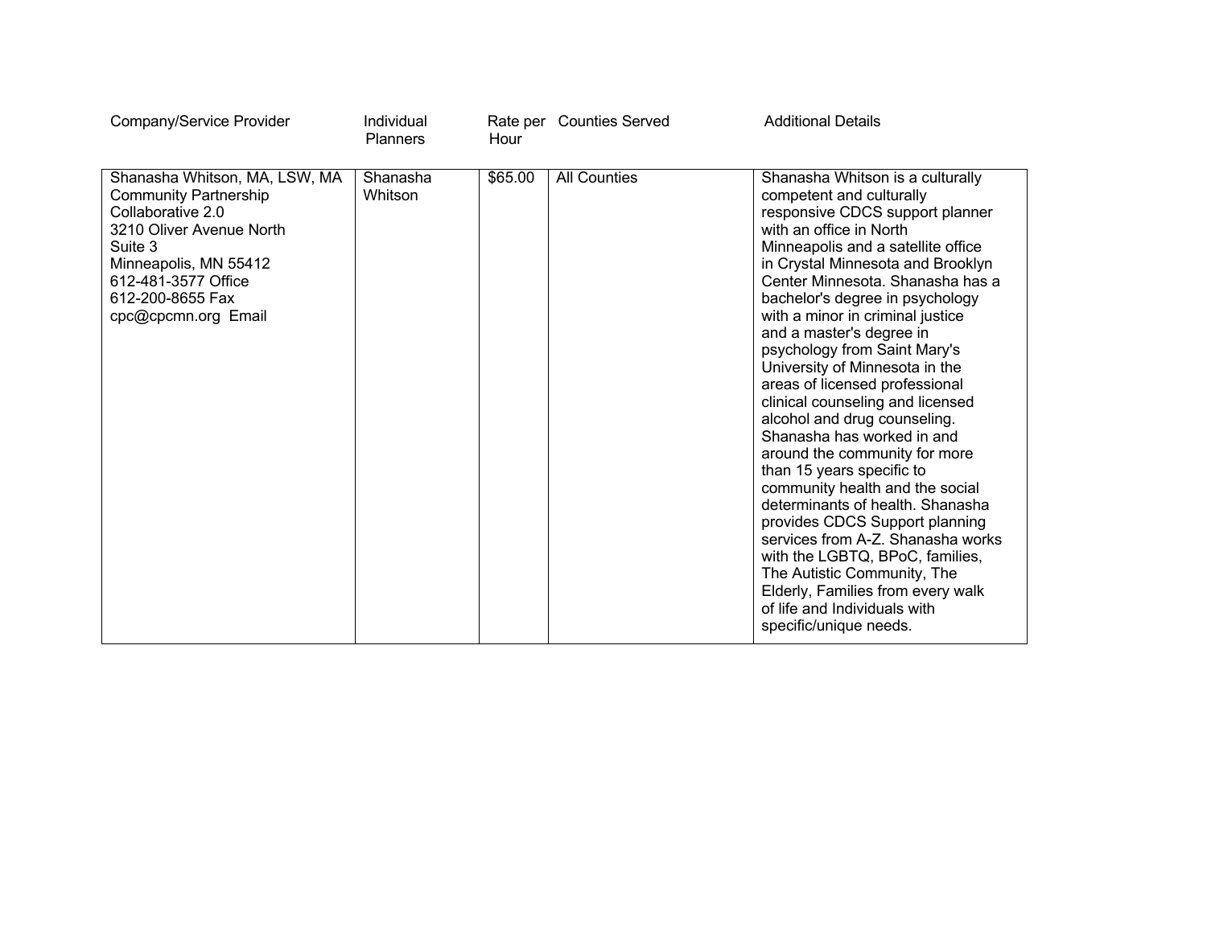| Company/Service Provider | Individual Planners | Rate per Hour | Counties Served | Additional Details |
| --- | --- | --- | --- | --- |
| Shanasha Whitson, MA, LSW, MA<br>Community Partnership Collaborative 2.0<br>3210 Oliver Avenue North<br>Suite 3<br>Minneapolis, MN 55412<br>612-481-3577 Office<br>612-200-8655 Fax<br>cpc@cpcmn.org Email | Shanasha Whitson | $65.00 | All Counties | Shanasha Whitson is a culturally competent and culturally responsive CDCS support planner with an office in North Minneapolis and a satellite office in Crystal Minnesota and Brooklyn Center Minnesota. Shanasha has a bachelor's degree in psychology with a minor in criminal justice and a master's degree in psychology from Saint Mary's University of Minnesota in the areas of licensed professional clinical counseling and licensed alcohol and drug counseling. Shanasha has worked in and around the community for more than 15 years specific to community health and the social determinants of health. Shanasha provides CDCS Support planning services from A-Z. Shanasha works with the LGBTQ, BPoC, families, The Autistic Community, The Elderly, Families from every walk of life and Individuals with specific/unique needs. |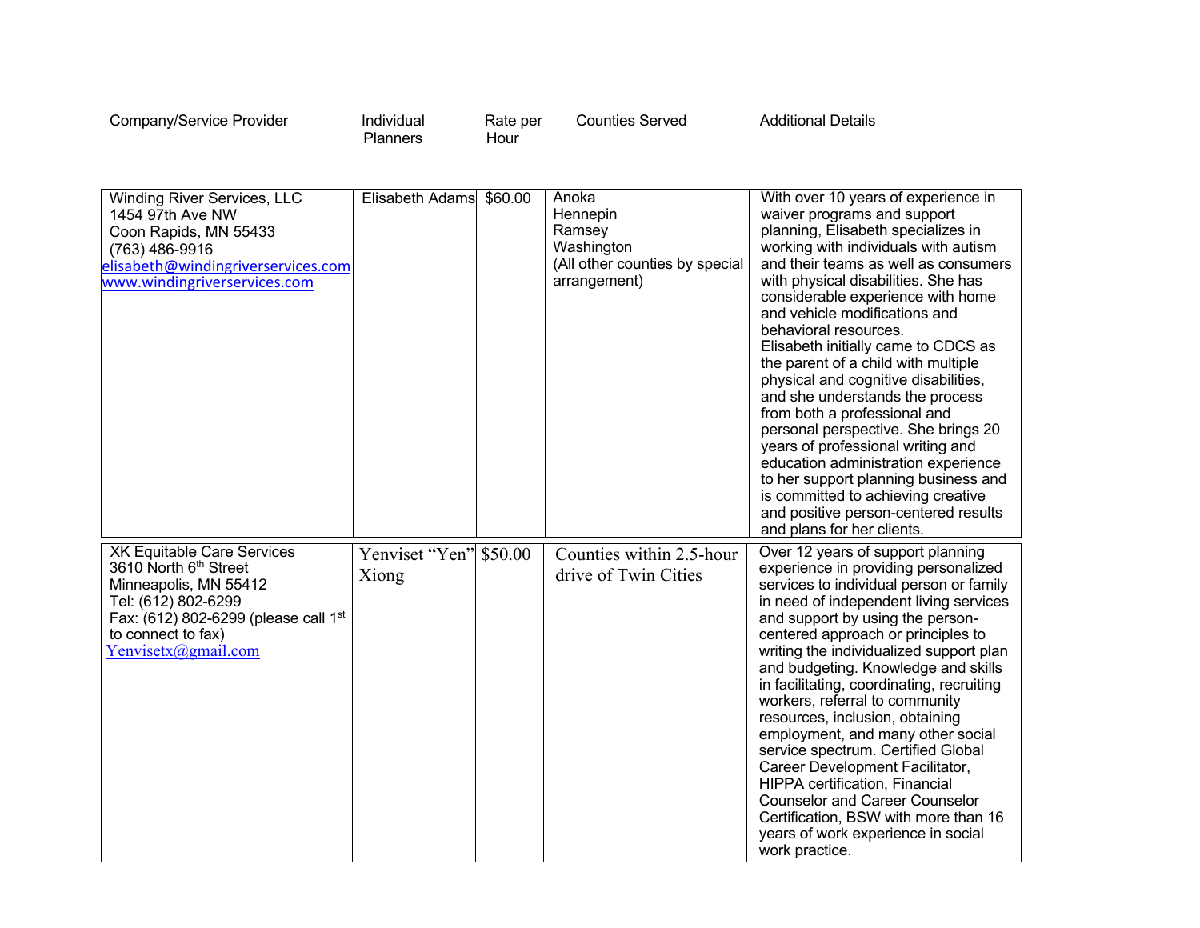| Company/Service Provider | Individual Planners | Rate per Hour | Counties Served | Additional Details |
|---|---|---|---|---|
| Winding River Services, LLC<br>1454 97th Ave NW<br>Coon Rapids, MN 55433<br>(763) 486-9916<br>elisabeth@windingriverservices.com<br>www.windingriverservices.com | Elisabeth Adams | $60.00 | Anoka<br>Hennepin<br>Ramsey<br>Washington<br>(All other counties by special arrangement) | With over 10 years of experience in waiver programs and support planning, Elisabeth specializes in working with individuals with autism and their teams as well as consumers with physical disabilities. She has considerable experience with home and vehicle modifications and behavioral resources.<br>Elisabeth initially came to CDCS as the parent of a child with multiple physical and cognitive disabilities, and she understands the process from both a professional and personal perspective. She brings 20 years of professional writing and education administration experience to her support planning business and is committed to achieving creative and positive person-centered results and plans for her clients. |
| XK Equitable Care Services<br>3610 North 6th Street<br>Minneapolis, MN 55412<br>Tel: (612) 802-6299<br>Fax: (612) 802-6299 (please call 1st to connect to fax)<br>Yenvisetx@gmail.com | Yenviset "Yen" Xiong | $50.00 | Counties within 2.5-hour drive of Twin Cities | Over 12 years of support planning experience in providing personalized services to individual person or family in need of independent living services and support by using the person-centered approach or principles to writing the individualized support plan and budgeting. Knowledge and skills in facilitating, coordinating, recruiting workers, referral to community resources, inclusion, obtaining employment, and many other social service spectrum. Certified Global Career Development Facilitator, HIPPA certification, Financial Counselor and Career Counselor Certification, BSW with more than 16 years of work experience in social work practice. |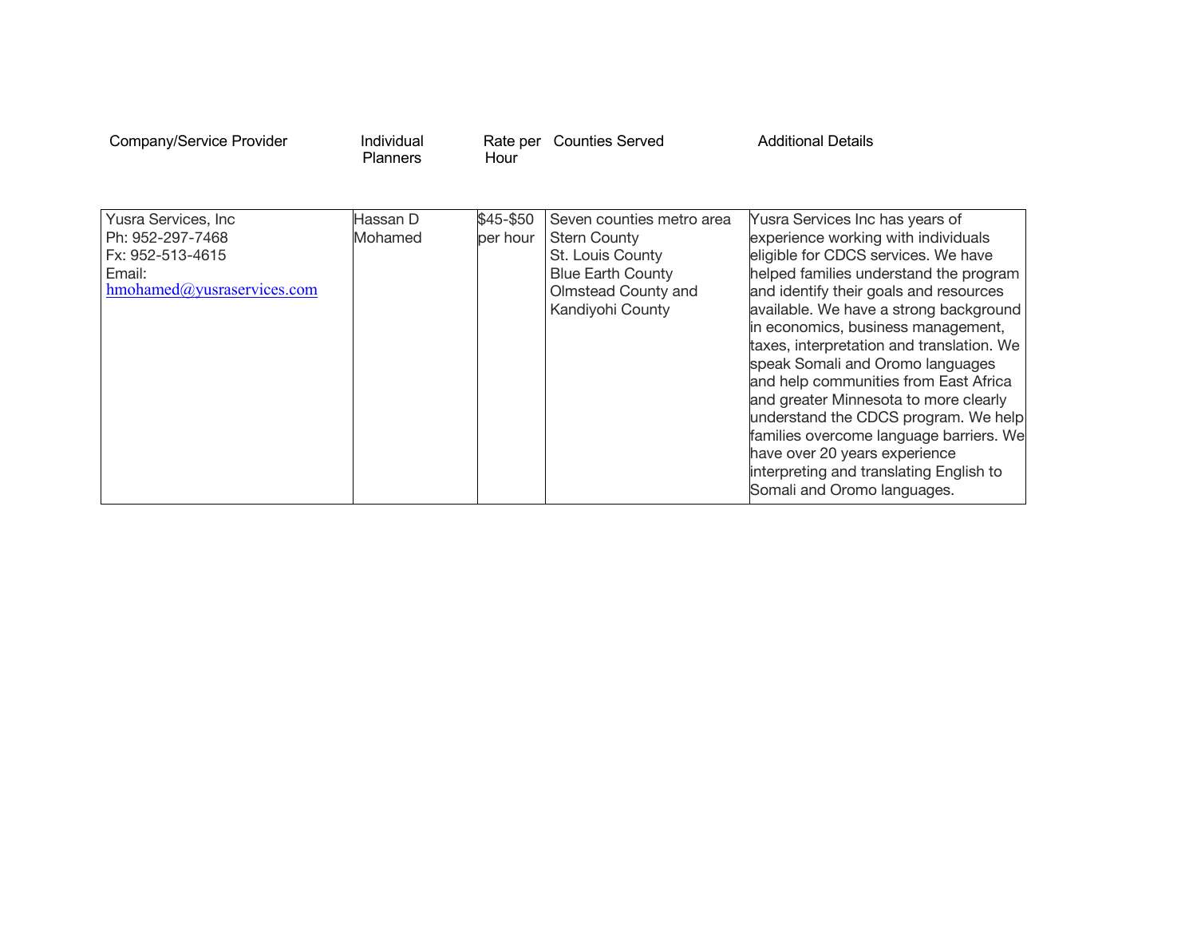| Company/Service Provider | Individual Planners | Rate per Hour | Counties Served | Additional Details |
|---|---|---|---|---|
| Yusra Services, Inc<br>Ph: 952-297-7468<br>Fx: 952-513-4615<br>Email:<br>hmohamed@yusraservices.com | Hassan D Mohamed | $45-$50 per hour | Seven counties metro area<br>Stern County<br>St. Louis County<br>Blue Earth County<br>Olmstead County and<br>Kandiyohi County | Yusra Services Inc has years of experience working with individuals eligible for CDCS services. We have helped families understand the program and identify their goals and resources available. We have a strong background in economics, business management, taxes, interpretation and translation. We speak Somali and Oromo languages and help communities from East Africa and greater Minnesota to more clearly understand the CDCS program. We help families overcome language barriers. We have over 20 years experience interpreting and translating English to Somali and Oromo languages. |